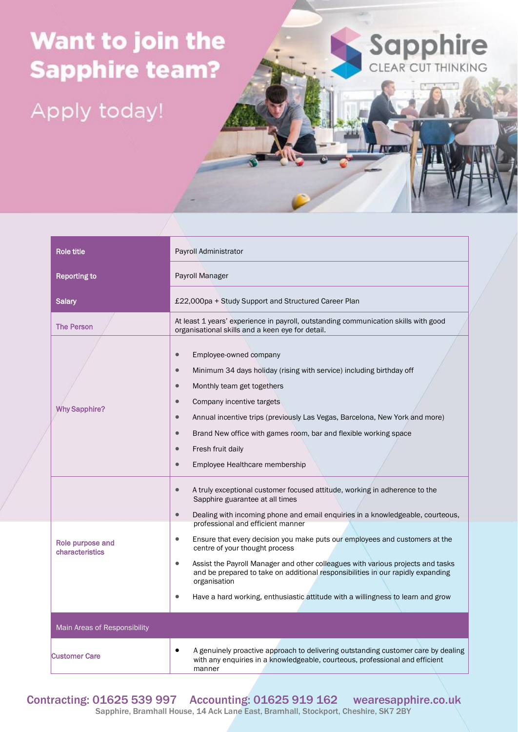# Want to join the Sapphire team?

Apply today!

Sapphire
CLEAR CUT THINKING

| Role title | Payroll Administrator |
|---|---|
| Reporting to | Payroll Manager |
| Salary | £22,000pa + Study Support and Structured Career Plan |
| The Person | At least 1 years' experience in payroll, outstanding communication skills with good organisational skills and a keen eye for detail. |
| Why Sapphire? | • Employee-owned company<br>• Minimum 34 days holiday (rising with service) including birthday off<br>• Monthly team get togethers<br>• Company incentive targets<br>• Annual incentive trips (previously Las Vegas, Barcelona, New York and more)<br>• Brand New office with games room, bar and flexible working space<br>• Fresh fruit daily<br>• Employee Healthcare membership |
| Role purpose and characteristics | • A truly exceptional customer focused attitude, working in adherence to the Sapphire guarantee at all times<br>• Dealing with incoming phone and email enquiries in a knowledgeable, courteous, professional and efficient manner<br>• Ensure that every decision you make puts our employees and customers at the centre of your thought process<br>• Assist the Payroll Manager and other colleagues with various projects and tasks and be prepared to take on additional responsibilities in our rapidly expanding organisation<br>• Have a hard working, enthusiastic attitude with a willingness to learn and grow |
| **Main Areas of Responsibility** | |
| Customer Care | • A genuinely proactive approach to delivering outstanding customer care by dealing with any enquiries in a knowledgeable, courteous, professional and efficient manner |

Contracting: 01625 539 997 Accounting: 01625 919 162 wearesapphire.co.uk
Sapphire, Bramhall House, 14 Ack Lane East, Bramhall, Stockport, Cheshire, SK7 2BY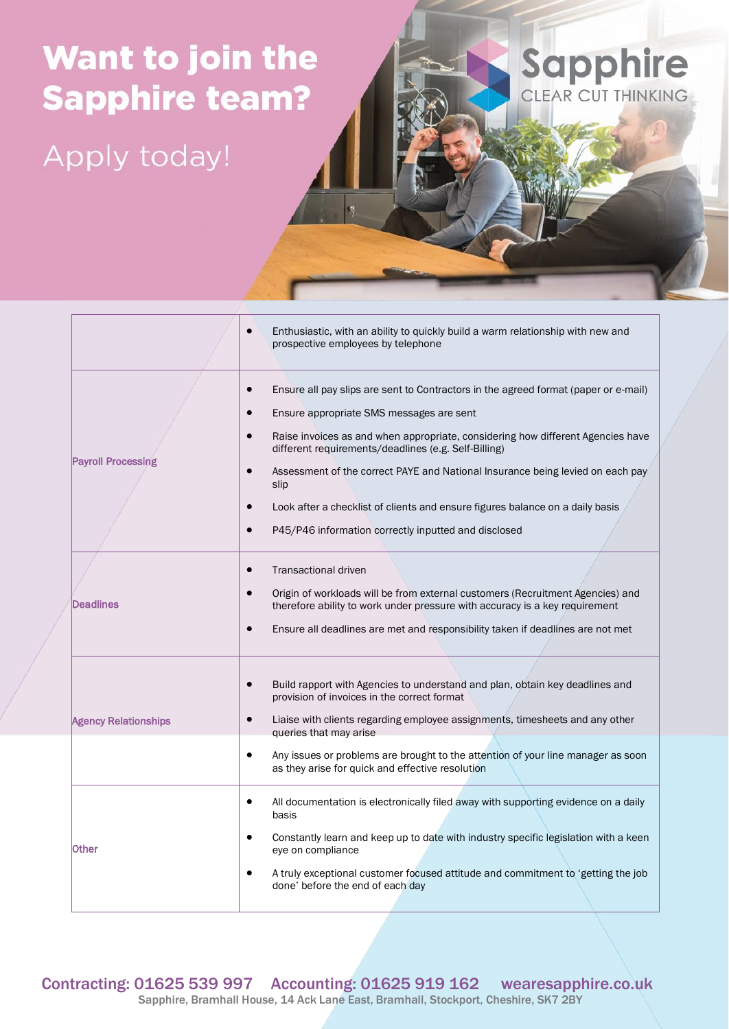# Want to join the Sapphire team?

Apply today!

Sapphire
CLEAR CUT THINKING

| | |
|---|---|
| | • Enthusiastic, with an ability to quickly build a warm relationship with new and prospective employees by telephone |
| Payroll Processing | • Ensure all pay slips are sent to Contractors in the agreed format (paper or e-mail)<br>• Ensure appropriate SMS messages are sent<br>• Raise invoices as and when appropriate, considering how different Agencies have different requirements/deadlines (e.g. Self-Billing)<br>• Assessment of the correct PAYE and National Insurance being levied on each pay slip<br>• Look after a checklist of clients and ensure figures balance on a daily basis<br>• P45/P46 information correctly inputted and disclosed |
| Deadlines | • Transactional driven<br>• Origin of workloads will be from external customers (Recruitment Agencies) and therefore ability to work under pressure with accuracy is a key requirement<br>• Ensure all deadlines are met and responsibility taken if deadlines are not met |
| Agency Relationships | • Build rapport with Agencies to understand and plan, obtain key deadlines and provision of invoices in the correct format<br>• Liaise with clients regarding employee assignments, timesheets and any other queries that may arise<br>• Any issues or problems are brought to the attention of your line manager as soon as they arise for quick and effective resolution |
| Other | • All documentation is electronically filed away with supporting evidence on a daily basis<br>• Constantly learn and keep up to date with industry specific legislation with a keen eye on compliance<br>• A truly exceptional customer focused attitude and commitment to 'getting the job done' before the end of each day |

Contracting: 01625 539 997 Accounting: 01625 919 162 wearesapphire.co.uk

Sapphire, Bramhall House, 14 Ack Lane East, Bramhall, Stockport, Cheshire, SK7 2BY